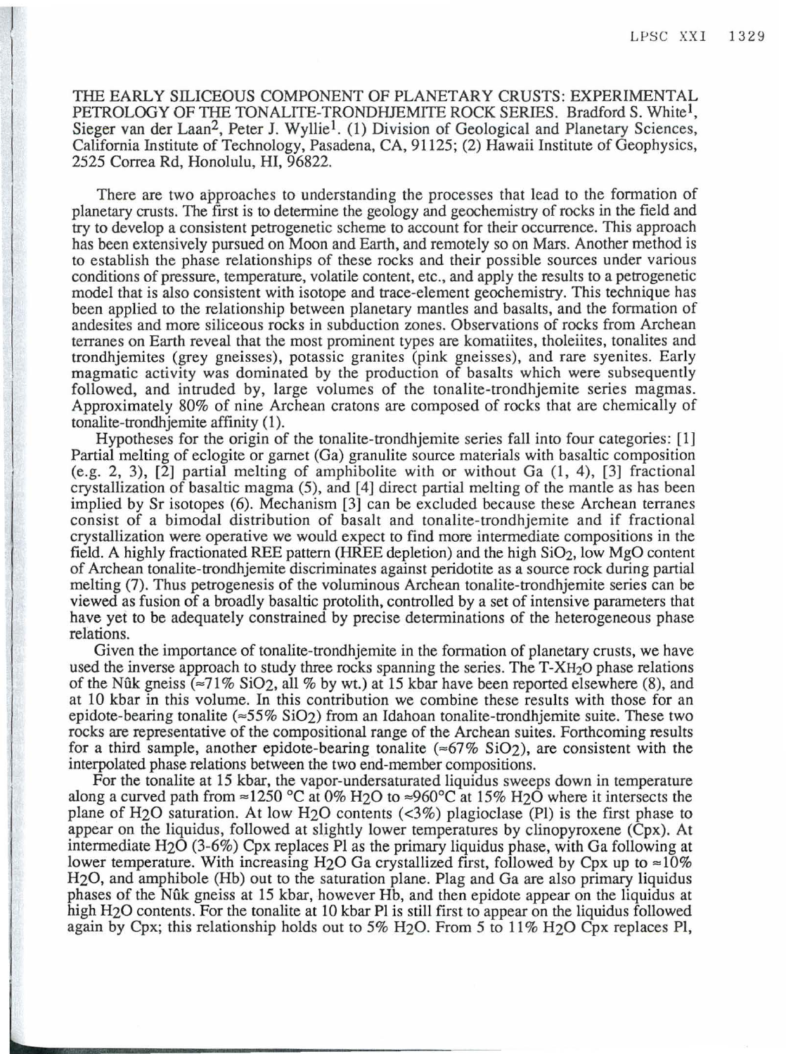# THE EARLY SILICEOUS COMPONENT OF PLANETARY CRUSTS: EXPERIMENTAL PETROLOGY OF THE TONALITE-TRONDHJEMITE ROCK SERIES.

Bradford S. White[1], Sieger van der Laan[2], Peter J. Wyllie[1]. (1) Division of Geological and Planetary Sciences, California Institute of Technology, Pasadena, CA, 91125; (2) Hawaii Institute of Geophysics, 2525 Correa Rd, Honolulu, HI, 96822.

There are two approaches to understanding the processes that lead to the formation of planetary crusts. The first is to determine the geology and geochemistry of rocks in the field and try to develop a consistent petrogenetic scheme to account for their occurrence. This approach has been extensively pursued on Moon and Earth, and remotely so on Mars. Another method is to establish the phase relationships of these rocks and their possible sources under various conditions of pressure, temperature, volatile content, etc., and apply the results to a petrogenetic model that is also consistent with isotope and trace-element geochemistry. This technique has been applied to the relationship between planetary mantles and basalts, and the formation of andesites and more siliceous rocks in subduction zones. Observations of rocks from Archean terranes on Earth reveal that the most prominent types are komatiites, tholeiites, tonalites and trondhjemites (grey gneisses), potassic granites (pink gneisses), and rare syenites. Early magmatic activity was dominated by the production of basalts which were subsequently followed, and intruded by, large volumes of the tonalite-trondhjemite series magmas. Approximately 80% of nine Archean cratons are composed of rocks that are chemically of tonalite-trondhjemite affinity (1).

Hypotheses for the origin of the tonalite-trondhjemite series fall into four categories: [1] Partial melting of eclogite or garnet (Ga) granulite source materials with basaltic composition (e.g. 2, 3), [2] partial melting of amphibolite with or without Ga (1, 4), [3] fractional crystallization of basaltic magma (5), and [4] direct partial melting of the mantle as has been implied by Sr isotopes (6). Mechanism [3] can be excluded because these Archean terranes consist of a bimodal distribution of basalt and tonalite-trondhjemite and if fractional crystallization were operative we would expect to find more intermediate compositions in the field. A highly fractionated REE pattern (HREE depletion) and the high $SiO_2$, low MgO content of Archean tonalite-trondhjemite discriminates against peridotite as a source rock during partial melting (7). Thus petrogenesis of the voluminous Archean tonalite-trondhjemite series can be viewed as fusion of a broadly basaltic protolith, controlled by a set of intensive parameters that have yet to be adequately constrained by precise determinations of the heterogeneous phase relations.

Given the importance of tonalite-trondhjemite in the formation of planetary crusts, we have used the inverse approach to study three rocks spanning the series. The $T\text{-}X_{H_2O}$ phase relations of the Nûk gneiss ($\approx$71% $SiO_2$, all % by wt.) at 15 kbar have been reported elsewhere (8), and at 10 kbar in this volume. In this contribution we combine these results with those for an epidote-bearing tonalite ($\approx$55% $SiO_2$) from an Idahoan tonalite-trondhjemite suite. These two rocks are representative of the compositional range of the Archean suites. Forthcoming results for a third sample, another epidote-bearing tonalite ($\approx$67% $SiO_2$), are consistent with the interpolated phase relations between the two end-member compositions.

For the tonalite at 15 kbar, the vapor-undersaturated liquidus sweeps down in temperature along a curved path from $\approx$1250 °C at 0% $H_2O$ to $\approx$960°C at 15% $H_2O$ where it intersects the plane of $H_2O$ saturation. At low $H_2O$ contents (<3%) plagioclase (Pl) is the first phase to appear on the liquidus, followed at slightly lower temperatures by clinopyroxene (Cpx). At intermediate $H_2O$ (3-6%) Cpx replaces Pl as the primary liquidus phase, with Ga following at lower temperature. With increasing $H_2O$ Ga crystallized first, followed by Cpx up to $\approx$10% $H_2O$, and amphibole (Hb) out to the saturation plane. Plag and Ga are also primary liquidus phases of the Nûk gneiss at 15 kbar, however Hb, and then epidote appear on the liquidus at high $H_2O$ contents. For the tonalite at 10 kbar Pl is still first to appear on the liquidus followed again by Cpx; this relationship holds out to 5% $H_2O$. From 5 to 11% $H_2O$ Cpx replaces Pl,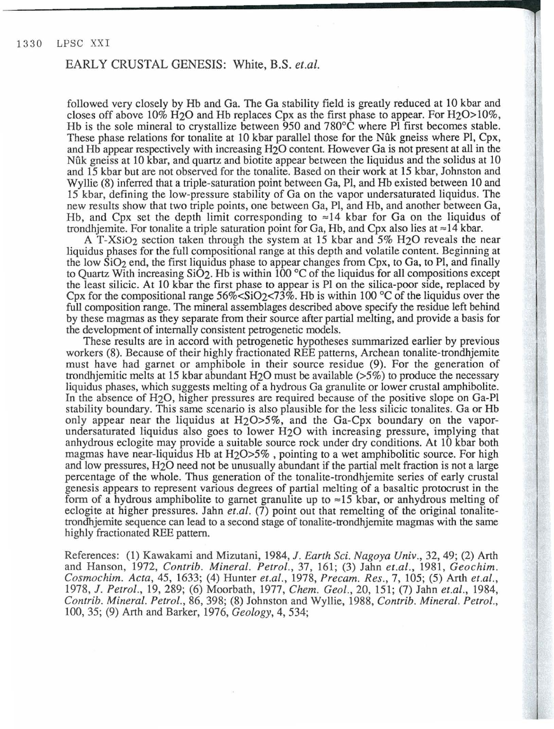followed very closely by Hb and Ga. The Ga stability field is greatly reduced at 10 kbar and closes off above 10% $H_2O$ and Hb replaces Cpx as the first phase to appear. For $H_2O$>10%, Hb is the sole mineral to crystallize between 950 and 780°C where Pl first becomes stable. These phase relations for tonalite at 10 kbar parallel those for the Nûk gneiss where Pl, Cpx, and Hb appear respectively with increasing $H_2O$ content. However Ga is not present at all in the Nûk gneiss at 10 kbar, and quartz and biotite appear between the liquidus and the solidus at 10 and 15 kbar but are not observed for the tonalite. Based on their work at 15 kbar, Johnston and Wyllie (8) inferred that a triple-saturation point between Ga, Pl, and Hb existed between 10 and 15 kbar, defining the low-pressure stability of Ga on the vapor undersaturated liquidus. The new results show that two triple points, one between Ga, Pl, and Hb, and another between Ga, Hb, and Cpx set the depth limit corresponding to ≈14 kbar for Ga on the liquidus of trondhjemite. For tonalite a triple saturation point for Ga, Hb, and Cpx also lies at ≈14 kbar.

A T-$X_{SiO_2}$ section taken through the system at 15 kbar and 5% $H_2O$ reveals the near liquidus phases for the full compositional range at this depth and volatile content. Beginning at the low $SiO_2$ end, the first liquidus phase to appear changes from Cpx, to Ga, to Pl, and finally to Quartz With increasing $SiO_2$. Hb is within 100 °C of the liquidus for all compositions except the least silicic. At 10 kbar the first phase to appear is Pl on the silica-poor side, replaced by Cpx for the compositional range 56%<$SiO_2$<73%. Hb is within 100 °C of the liquidus over the full composition range. The mineral assemblages described above specify the residue left behind by these magmas as they separate from their source after partial melting, and provide a basis for the development of internally consistent petrogenetic models.

These results are in accord with petrogenetic hypotheses summarized earlier by previous workers (8). Because of their highly fractionated REE patterns, Archean tonalite-trondhjemite must have had garnet or amphibole in their source residue (9). For the generation of trondhjemitic melts at 15 kbar abundant $H_2O$ must be available (>5%) to produce the necessary liquidus phases, which suggests melting of a hydrous Ga granulite or lower crustal amphibolite. In the absence of $H_2O$, higher pressures are required because of the positive slope on Ga-Pl stability boundary. This same scenario is also plausible for the less silicic tonalites. Ga or Hb only appear near the liquidus at $H_2O$>5%, and the Ga-Cpx boundary on the vapor-undersaturated liquidus also goes to lower $H_2O$ with increasing pressure, implying that anhydrous eclogite may provide a suitable source rock under dry conditions. At 10 kbar both magmas have near-liquidus Hb at $H_2O$>5% , pointing to a wet amphibolitic source. For high and low pressures, $H_2O$ need not be unusually abundant if the partial melt fraction is not a large percentage of the whole. Thus generation of the tonalite-trondhjemite series of early crustal genesis appears to represent various degrees of partial melting of a basaltic protocrust in the form of a hydrous amphibolite to garnet granulite up to ≈15 kbar, or anhydrous melting of eclogite at higher pressures. Jahn *et.al.* (7) point out that remelting of the original tonalite-trondhjemite sequence can lead to a second stage of tonalite-trondhjemite magmas with the same highly fractionated REE pattern.

References: (1) Kawakami and Mizutani, 1984, *J. Earth Sci. Nagoya Univ.*, 32, 49; (2) Arth and Hanson, 1972, *Contrib. Mineral. Petrol.*, 37, 161; (3) Jahn *et.al.*, 1981, *Geochim. Cosmochim. Acta*, 45, 1633; (4) Hunter *et.al.*, 1978, *Precam. Res.*, 7, 105; (5) Arth *et.al.*, 1978, *J. Petrol.*, 19, 289; (6) Moorbath, 1977, *Chem. Geol.*, 20, 151; (7) Jahn *et.al.*, 1984, *Contrib. Mineral. Petrol.*, 86, 398; (8) Johnston and Wyllie, 1988, *Contrib. Mineral. Petrol.*, 100, 35; (9) Arth and Barker, 1976, *Geology*, 4, 534;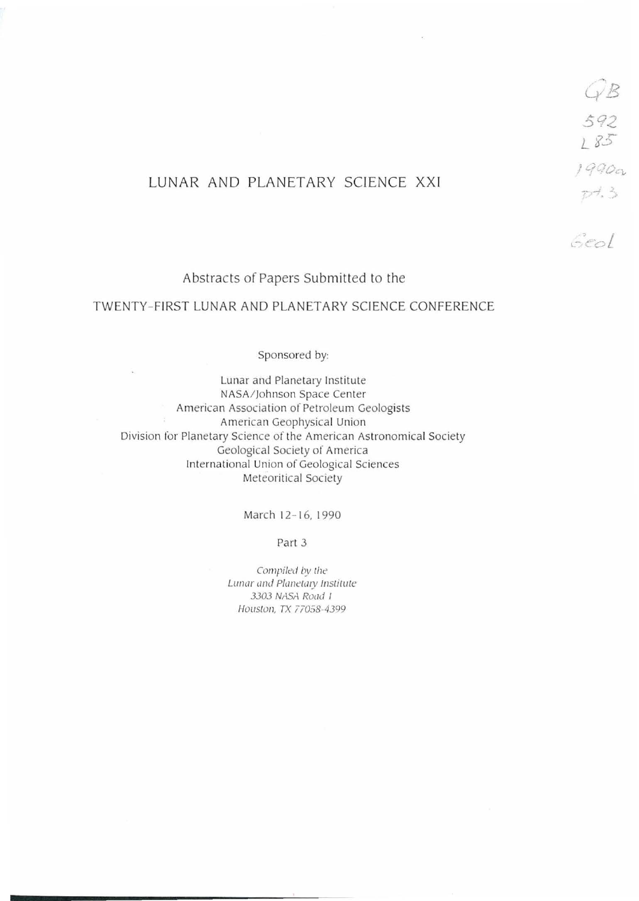QB
592
L85
1990a
pt.3

Geol

# LUNAR AND PLANETARY SCIENCE XXI

Abstracts of Papers Submitted to the

## TWENTY-FIRST LUNAR AND PLANETARY SCIENCE CONFERENCE

Sponsored by:

Lunar and Planetary Institute
NASA/Johnson Space Center
American Association of Petroleum Geologists
American Geophysical Union
Division for Planetary Science of the American Astronomical Society
Geological Society of America
International Union of Geological Sciences
Meteoritical Society

March 12-16, 1990

Part 3

*Compiled by the*
*Lunar and Planetary Institute*
*3303 NASA Road 1*
*Houston, TX 77058-4399*